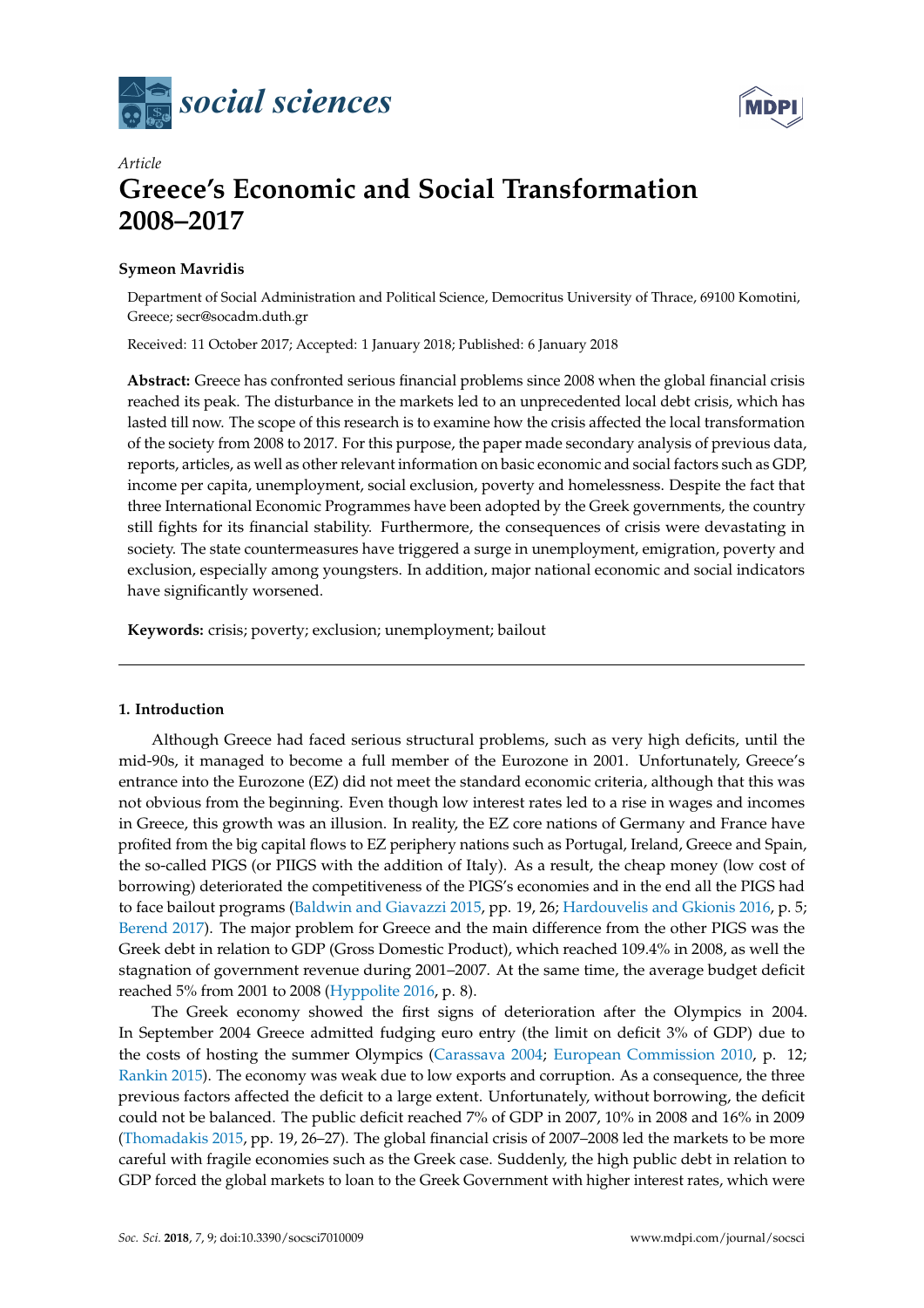*Article*

# Greece's Economic and Social Transformation 2008–2017

**Symeon Mavridis**

Department of Social Administration and Political Science, Democritus University of Thrace, 69100 Komotini, Greece; secr@socadm.duth.gr

Received: 11 October 2017; Accepted: 1 January 2018; Published: 6 January 2018

**Abstract:** Greece has confronted serious financial problems since 2008 when the global financial crisis reached its peak. The disturbance in the markets led to an unprecedented local debt crisis, which has lasted till now. The scope of this research is to examine how the crisis affected the local transformation of the society from 2008 to 2017. For this purpose, the paper made secondary analysis of previous data, reports, articles, as well as other relevant information on basic economic and social factors such as GDP, income per capita, unemployment, social exclusion, poverty and homelessness. Despite the fact that three International Economic Programmes have been adopted by the Greek governments, the country still fights for its financial stability. Furthermore, the consequences of crisis were devastating in society. The state countermeasures have triggered a surge in unemployment, emigration, poverty and exclusion, especially among youngsters. In addition, major national economic and social indicators have significantly worsened.

**Keywords:** crisis; poverty; exclusion; unemployment; bailout

## 1. Introduction

Although Greece had faced serious structural problems, such as very high deficits, until the mid-90s, it managed to become a full member of the Eurozone in 2001. Unfortunately, Greece's entrance into the Eurozone (EZ) did not meet the standard economic criteria, although that this was not obvious from the beginning. Even though low interest rates led to a rise in wages and incomes in Greece, this growth was an illusion. In reality, the EZ core nations of Germany and France have profited from the big capital flows to EZ periphery nations such as Portugal, Ireland, Greece and Spain, the so-called PIGS (or PIIGS with the addition of Italy). As a result, the cheap money (low cost of borrowing) deteriorated the competitiveness of the PIGS's economies and in the end all the PIGS had to face bailout programs (Baldwin and Giavazzi 2015, pp. 19, 26; Hardouvelis and Gkionis 2016, p. 5; Berend 2017). The major problem for Greece and the main difference from the other PIGS was the Greek debt in relation to GDP (Gross Domestic Product), which reached 109.4% in 2008, as well the stagnation of government revenue during 2001–2007. At the same time, the average budget deficit reached 5% from 2001 to 2008 (Hyppolite 2016, p. 8).

The Greek economy showed the first signs of deterioration after the Olympics in 2004. In September 2004 Greece admitted fudging euro entry (the limit on deficit 3% of GDP) due to the costs of hosting the summer Olympics (Carassava 2004; European Commission 2010, p. 12; Rankin 2015). The economy was weak due to low exports and corruption. As a consequence, the three previous factors affected the deficit to a large extent. Unfortunately, without borrowing, the deficit could not be balanced. The public deficit reached 7% of GDP in 2007, 10% in 2008 and 16% in 2009 (Thomadakis 2015, pp. 19, 26–27). The global financial crisis of 2007–2008 led the markets to be more careful with fragile economies such as the Greek case. Suddenly, the high public debt in relation to GDP forced the global markets to loan to the Greek Government with higher interest rates, which were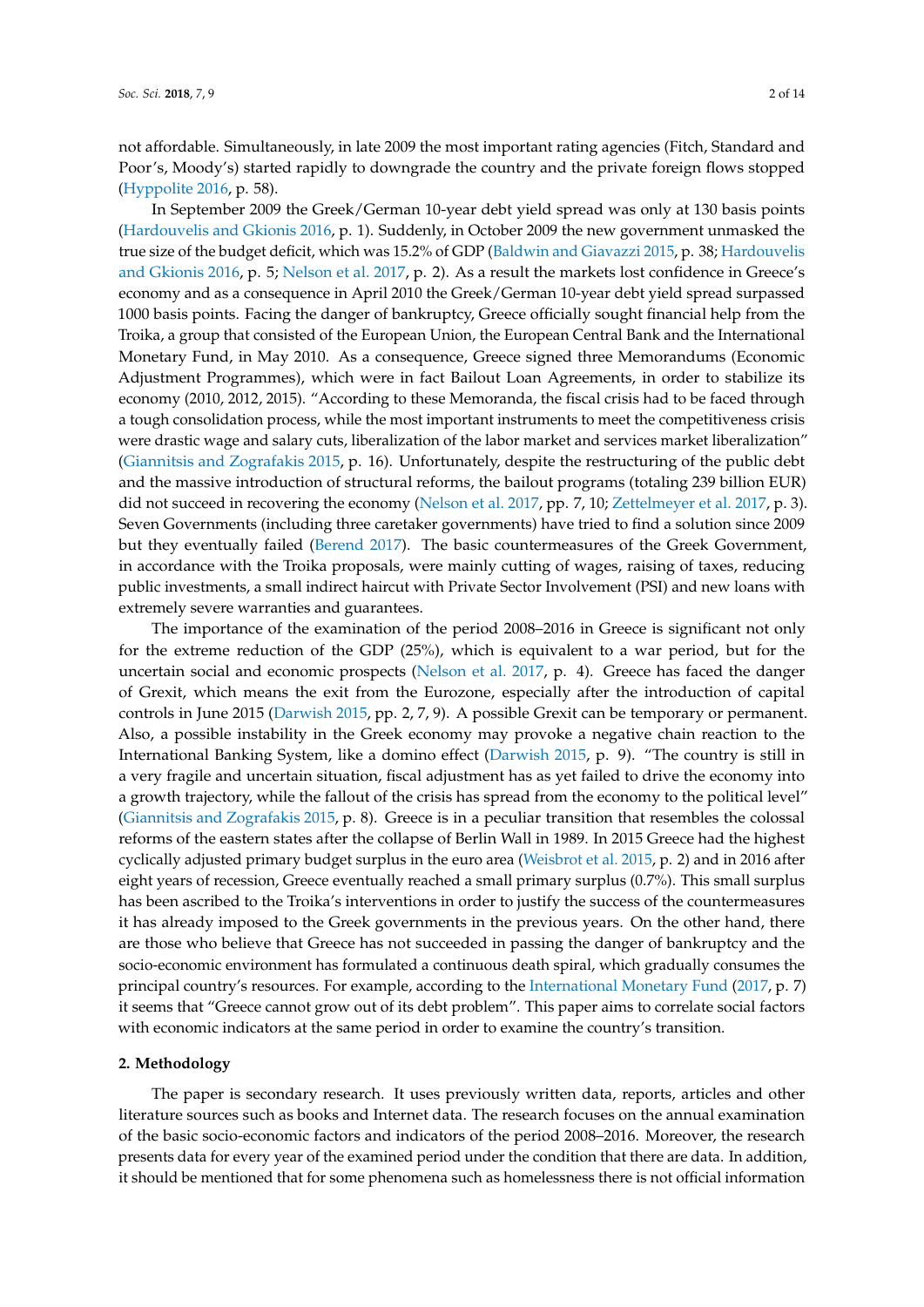not affordable. Simultaneously, in late 2009 the most important rating agencies (Fitch, Standard and Poor's, Moody's) started rapidly to downgrade the country and the private foreign flows stopped (Hyppolite 2016, p. 58).

In September 2009 the Greek/German 10-year debt yield spread was only at 130 basis points (Hardouvelis and Gkionis 2016, p. 1). Suddenly, in October 2009 the new government unmasked the true size of the budget deficit, which was 15.2% of GDP (Baldwin and Giavazzi 2015, p. 38; Hardouvelis and Gkionis 2016, p. 5; Nelson et al. 2017, p. 2). As a result the markets lost confidence in Greece's economy and as a consequence in April 2010 the Greek/German 10-year debt yield spread surpassed 1000 basis points. Facing the danger of bankruptcy, Greece officially sought financial help from the Troika, a group that consisted of the European Union, the European Central Bank and the International Monetary Fund, in May 2010. As a consequence, Greece signed three Memorandums (Economic Adjustment Programmes), which were in fact Bailout Loan Agreements, in order to stabilize its economy (2010, 2012, 2015). "According to these Memoranda, the fiscal crisis had to be faced through a tough consolidation process, while the most important instruments to meet the competitiveness crisis were drastic wage and salary cuts, liberalization of the labor market and services market liberalization" (Giannitsis and Zografakis 2015, p. 16). Unfortunately, despite the restructuring of the public debt and the massive introduction of structural reforms, the bailout programs (totaling 239 billion EUR) did not succeed in recovering the economy (Nelson et al. 2017, pp. 7, 10; Zettelmeyer et al. 2017, p. 3). Seven Governments (including three caretaker governments) have tried to find a solution since 2009 but they eventually failed (Berend 2017). The basic countermeasures of the Greek Government, in accordance with the Troika proposals, were mainly cutting of wages, raising of taxes, reducing public investments, a small indirect haircut with Private Sector Involvement (PSI) and new loans with extremely severe warranties and guarantees.

The importance of the examination of the period 2008–2016 in Greece is significant not only for the extreme reduction of the GDP (25%), which is equivalent to a war period, but for the uncertain social and economic prospects (Nelson et al. 2017, p. 4). Greece has faced the danger of Grexit, which means the exit from the Eurozone, especially after the introduction of capital controls in June 2015 (Darwish 2015, pp. 2, 7, 9). A possible Grexit can be temporary or permanent. Also, a possible instability in the Greek economy may provoke a negative chain reaction to the International Banking System, like a domino effect (Darwish 2015, p. 9). "The country is still in a very fragile and uncertain situation, fiscal adjustment has as yet failed to drive the economy into a growth trajectory, while the fallout of the crisis has spread from the economy to the political level" (Giannitsis and Zografakis 2015, p. 8). Greece is in a peculiar transition that resembles the colossal reforms of the eastern states after the collapse of Berlin Wall in 1989. In 2015 Greece had the highest cyclically adjusted primary budget surplus in the euro area (Weisbrot et al. 2015, p. 2) and in 2016 after eight years of recession, Greece eventually reached a small primary surplus (0.7%). This small surplus has been ascribed to the Troika's interventions in order to justify the success of the countermeasures it has already imposed to the Greek governments in the previous years. On the other hand, there are those who believe that Greece has not succeeded in passing the danger of bankruptcy and the socio-economic environment has formulated a continuous death spiral, which gradually consumes the principal country's resources. For example, according to the International Monetary Fund (2017, p. 7) it seems that "Greece cannot grow out of its debt problem". This paper aims to correlate social factors with economic indicators at the same period in order to examine the country's transition.

## 2. Methodology

The paper is secondary research. It uses previously written data, reports, articles and other literature sources such as books and Internet data. The research focuses on the annual examination of the basic socio-economic factors and indicators of the period 2008–2016. Moreover, the research presents data for every year of the examined period under the condition that there are data. In addition, it should be mentioned that for some phenomena such as homelessness there is not official information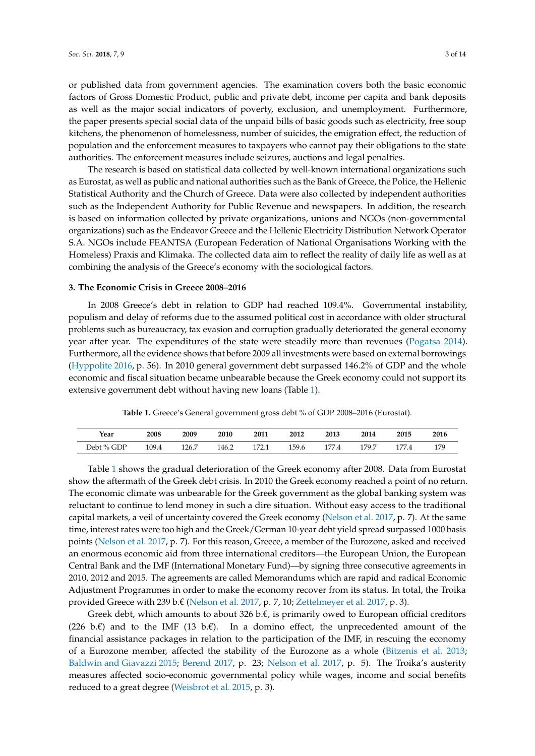or published data from government agencies. The examination covers both the basic economic factors of Gross Domestic Product, public and private debt, income per capita and bank deposits as well as the major social indicators of poverty, exclusion, and unemployment. Furthermore, the paper presents special social data of the unpaid bills of basic goods such as electricity, free soup kitchens, the phenomenon of homelessness, number of suicides, the emigration effect, the reduction of population and the enforcement measures to taxpayers who cannot pay their obligations to the state authorities. The enforcement measures include seizures, auctions and legal penalties.

The research is based on statistical data collected by well-known international organizations such as Eurostat, as well as public and national authorities such as the Bank of Greece, the Police, the Hellenic Statistical Authority and the Church of Greece. Data were also collected by independent authorities such as the Independent Authority for Public Revenue and newspapers. In addition, the research is based on information collected by private organizations, unions and NGOs (non-governmental organizations) such as the Endeavor Greece and the Hellenic Electricity Distribution Network Operator S.A. NGOs include FEANTSA (European Federation of National Organisations Working with the Homeless) Praxis and Klimaka. The collected data aim to reflect the reality of daily life as well as at combining the analysis of the Greece's economy with the sociological factors.

## 3. The Economic Crisis in Greece 2008–2016

In 2008 Greece's debt in relation to GDP had reached 109.4%. Governmental instability, populism and delay of reforms due to the assumed political cost in accordance with older structural problems such as bureaucracy, tax evasion and corruption gradually deteriorated the general economy year after year. The expenditures of the state were steadily more than revenues (Pogatsa 2014). Furthermore, all the evidence shows that before 2009 all investments were based on external borrowings (Hyppolite 2016, p. 56). In 2010 general government debt surpassed 146.2% of GDP and the whole economic and fiscal situation became unbearable because the Greek economy could not support its extensive government debt without having new loans (Table 1).

**Table 1.** Greece's General government gross debt % of GDP 2008–2016 (Eurostat).

| Year | 2008 | 2009 | 2010 | 2011 | 2012 | 2013 | 2014 | 2015 | 2016 |
|---|---|---|---|---|---|---|---|---|---|
| Debt % GDP | 109.4 | 126.7 | 146.2 | 172.1 | 159.6 | 177.4 | 179.7 | 177.4 | 179 |

Table 1 shows the gradual deterioration of the Greek economy after 2008. Data from Eurostat show the aftermath of the Greek debt crisis. In 2010 the Greek economy reached a point of no return. The economic climate was unbearable for the Greek government as the global banking system was reluctant to continue to lend money in such a dire situation. Without easy access to the traditional capital markets, a veil of uncertainty covered the Greek economy (Nelson et al. 2017, p. 7). At the same time, interest rates were too high and the Greek/German 10-year debt yield spread surpassed 1000 basis points (Nelson et al. 2017, p. 7). For this reason, Greece, a member of the Eurozone, asked and received an enormous economic aid from three international creditors—the European Union, the European Central Bank and the IMF (International Monetary Fund)—by signing three consecutive agreements in 2010, 2012 and 2015. The agreements are called Memorandums which are rapid and radical Economic Adjustment Programmes in order to make the economy recover from its status. In total, the Troika provided Greece with 239 b.€ (Nelson et al. 2017, p. 7, 10; Zettelmeyer et al. 2017, p. 3).

Greek debt, which amounts to about 326 b.€, is primarily owed to European official creditors (226 b.€) and to the IMF (13 b.€). In a domino effect, the unprecedented amount of the financial assistance packages in relation to the participation of the IMF, in rescuing the economy of a Eurozone member, affected the stability of the Eurozone as a whole (Bitzenis et al. 2013; Baldwin and Giavazzi 2015; Berend 2017, p. 23; Nelson et al. 2017, p. 5). The Troika's austerity measures affected socio-economic governmental policy while wages, income and social benefits reduced to a great degree (Weisbrot et al. 2015, p. 3).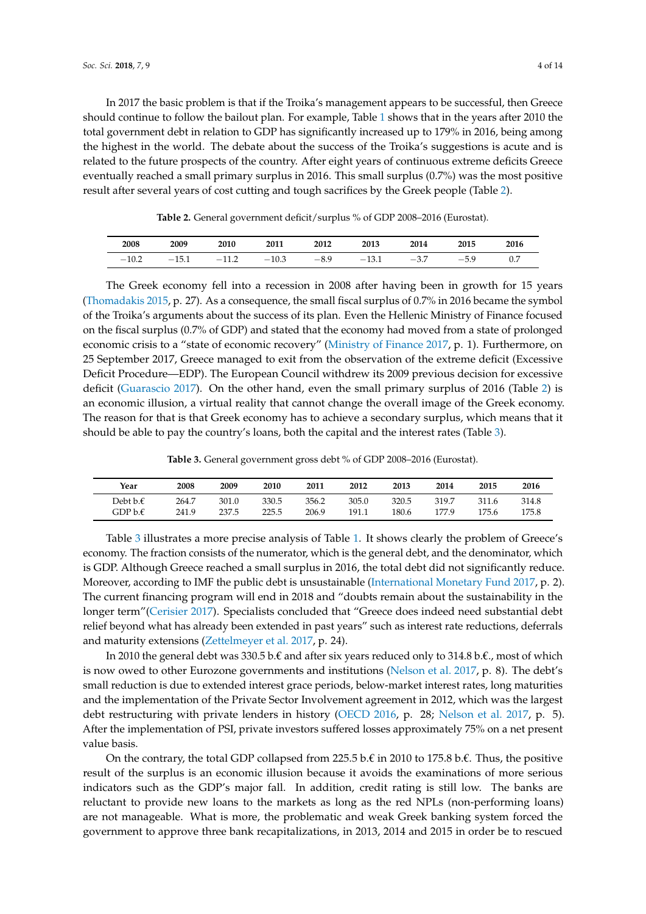In 2017 the basic problem is that if the Troika's management appears to be successful, then Greece should continue to follow the bailout plan. For example, Table 1 shows that in the years after 2010 the total government debt in relation to GDP has significantly increased up to 179% in 2016, being among the highest in the world. The debate about the success of the Troika's suggestions is acute and is related to the future prospects of the country. After eight years of continuous extreme deficits Greece eventually reached a small primary surplus in 2016. This small surplus (0.7%) was the most positive result after several years of cost cutting and tough sacrifices by the Greek people (Table 2).

**Table 2.** General government deficit/surplus % of GDP 2008–2016 (Eurostat).

| 2008 | 2009 | 2010 | 2011 | 2012 | 2013 | 2014 | 2015 | 2016 |
|---|---|---|---|---|---|---|---|---|
| −10.2 | −15.1 | −11.2 | −10.3 | −8.9 | −13.1 | −3.7 | −5.9 | 0.7 |

The Greek economy fell into a recession in 2008 after having been in growth for 15 years (Thomadakis 2015, p. 27). As a consequence, the small fiscal surplus of 0.7% in 2016 became the symbol of the Troika's arguments about the success of its plan. Even the Hellenic Ministry of Finance focused on the fiscal surplus (0.7% of GDP) and stated that the economy had moved from a state of prolonged economic crisis to a "state of economic recovery" (Ministry of Finance 2017, p. 1). Furthermore, on 25 September 2017, Greece managed to exit from the observation of the extreme deficit (Excessive Deficit Procedure—EDP). The European Council withdrew its 2009 previous decision for excessive deficit (Guarascio 2017). On the other hand, even the small primary surplus of 2016 (Table 2) is an economic illusion, a virtual reality that cannot change the overall image of the Greek economy. The reason for that is that Greek economy has to achieve a secondary surplus, which means that it should be able to pay the country's loans, both the capital and the interest rates (Table 3).

**Table 3.** General government gross debt % of GDP 2008–2016 (Eurostat).

| Year | 2008 | 2009 | 2010 | 2011 | 2012 | 2013 | 2014 | 2015 | 2016 |
|---|---|---|---|---|---|---|---|---|---|
| Debt b.€ | 264.7 | 301.0 | 330.5 | 356.2 | 305.0 | 320.5 | 319.7 | 311.6 | 314.8 |
| GDP b.€ | 241.9 | 237.5 | 225.5 | 206.9 | 191.1 | 180.6 | 177.9 | 175.6 | 175.8 |

Table 3 illustrates a more precise analysis of Table 1. It shows clearly the problem of Greece's economy. The fraction consists of the numerator, which is the general debt, and the denominator, which is GDP. Although Greece reached a small surplus in 2016, the total debt did not significantly reduce. Moreover, according to IMF the public debt is unsustainable (International Monetary Fund 2017, p. 2). The current financing program will end in 2018 and "doubts remain about the sustainability in the longer term"(Cerisier 2017). Specialists concluded that "Greece does indeed need substantial debt relief beyond what has already been extended in past years" such as interest rate reductions, deferrals and maturity extensions (Zettelmeyer et al. 2017, p. 24).

In 2010 the general debt was 330.5 b.€ and after six years reduced only to 314.8 b.€., most of which is now owed to other Eurozone governments and institutions (Nelson et al. 2017, p. 8). The debt's small reduction is due to extended interest grace periods, below-market interest rates, long maturities and the implementation of the Private Sector Involvement agreement in 2012, which was the largest debt restructuring with private lenders in history (OECD 2016, p. 28; Nelson et al. 2017, p. 5). After the implementation of PSI, private investors suffered losses approximately 75% on a net present value basis.

On the contrary, the total GDP collapsed from 225.5 b.€ in 2010 to 175.8 b.€. Thus, the positive result of the surplus is an economic illusion because it avoids the examinations of more serious indicators such as the GDP's major fall. In addition, credit rating is still low. The banks are reluctant to provide new loans to the markets as long as the red NPLs (non-performing loans) are not manageable. What is more, the problematic and weak Greek banking system forced the government to approve three bank recapitalizations, in 2013, 2014 and 2015 in order be to rescued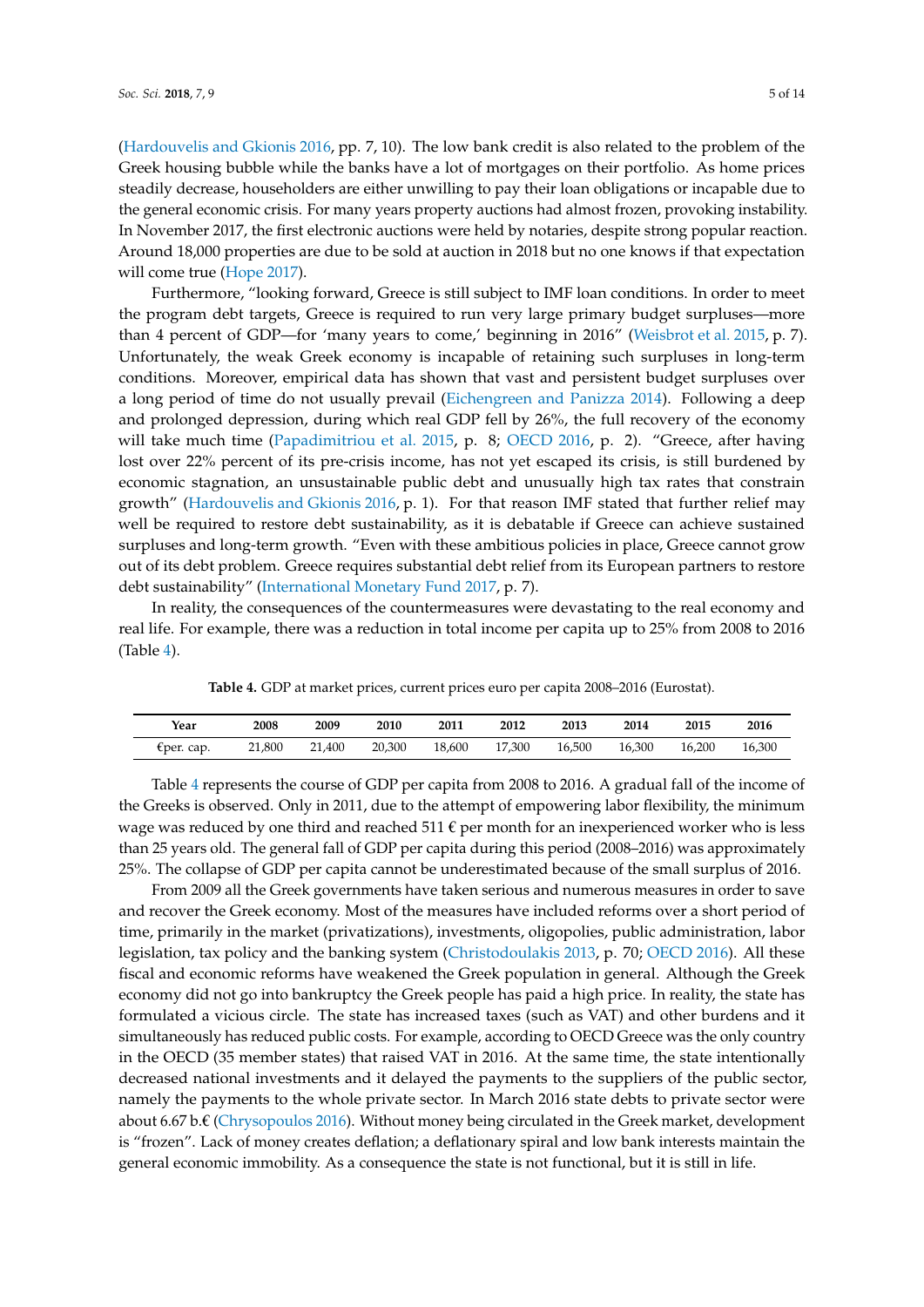(Hardouvelis and Gkionis 2016, pp. 7, 10). The low bank credit is also related to the problem of the Greek housing bubble while the banks have a lot of mortgages on their portfolio. As home prices steadily decrease, householders are either unwilling to pay their loan obligations or incapable due to the general economic crisis. For many years property auctions had almost frozen, provoking instability. In November 2017, the first electronic auctions were held by notaries, despite strong popular reaction. Around 18,000 properties are due to be sold at auction in 2018 but no one knows if that expectation will come true (Hope 2017).

Furthermore, "looking forward, Greece is still subject to IMF loan conditions. In order to meet the program debt targets, Greece is required to run very large primary budget surpluses—more than 4 percent of GDP—for 'many years to come,' beginning in 2016" (Weisbrot et al. 2015, p. 7). Unfortunately, the weak Greek economy is incapable of retaining such surpluses in long-term conditions. Moreover, empirical data has shown that vast and persistent budget surpluses over a long period of time do not usually prevail (Eichengreen and Panizza 2014). Following a deep and prolonged depression, during which real GDP fell by 26%, the full recovery of the economy will take much time (Papadimitriou et al. 2015, p. 8; OECD 2016, p. 2). "Greece, after having lost over 22% percent of its pre-crisis income, has not yet escaped its crisis, is still burdened by economic stagnation, an unsustainable public debt and unusually high tax rates that constrain growth" (Hardouvelis and Gkionis 2016, p. 1). For that reason IMF stated that further relief may well be required to restore debt sustainability, as it is debatable if Greece can achieve sustained surpluses and long-term growth. "Even with these ambitious policies in place, Greece cannot grow out of its debt problem. Greece requires substantial debt relief from its European partners to restore debt sustainability" (International Monetary Fund 2017, p. 7).

In reality, the consequences of the countermeasures were devastating to the real economy and real life. For example, there was a reduction in total income per capita up to 25% from 2008 to 2016 (Table 4).

**Table 4.** GDP at market prices, current prices euro per capita 2008–2016 (Eurostat).

| Year | 2008 | 2009 | 2010 | 2011 | 2012 | 2013 | 2014 | 2015 | 2016 |
|---|---|---|---|---|---|---|---|---|---|
| €per. cap. | 21,800 | 21,400 | 20,300 | 18,600 | 17,300 | 16,500 | 16,300 | 16,200 | 16,300 |

Table 4 represents the course of GDP per capita from 2008 to 2016. A gradual fall of the income of the Greeks is observed. Only in 2011, due to the attempt of empowering labor flexibility, the minimum wage was reduced by one third and reached 511 € per month for an inexperienced worker who is less than 25 years old. The general fall of GDP per capita during this period (2008–2016) was approximately 25%. The collapse of GDP per capita cannot be underestimated because of the small surplus of 2016.

From 2009 all the Greek governments have taken serious and numerous measures in order to save and recover the Greek economy. Most of the measures have included reforms over a short period of time, primarily in the market (privatizations), investments, oligopolies, public administration, labor legislation, tax policy and the banking system (Christodoulakis 2013, p. 70; OECD 2016). All these fiscal and economic reforms have weakened the Greek population in general. Although the Greek economy did not go into bankruptcy the Greek people has paid a high price. In reality, the state has formulated a vicious circle. The state has increased taxes (such as VAT) and other burdens and it simultaneously has reduced public costs. For example, according to OECD Greece was the only country in the OECD (35 member states) that raised VAT in 2016. At the same time, the state intentionally decreased national investments and it delayed the payments to the suppliers of the public sector, namely the payments to the whole private sector. In March 2016 state debts to private sector were about 6.67 b.€ (Chrysopoulos 2016). Without money being circulated in the Greek market, development is "frozen". Lack of money creates deflation; a deflationary spiral and low bank interests maintain the general economic immobility. As a consequence the state is not functional, but it is still in life.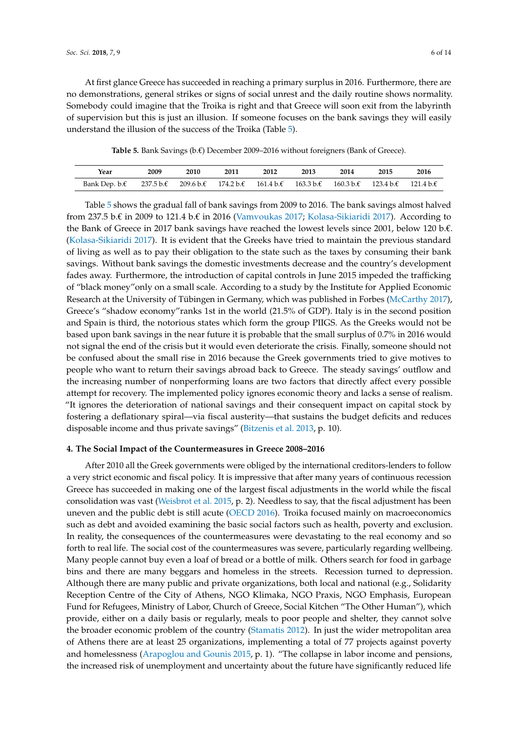At first glance Greece has succeeded in reaching a primary surplus in 2016. Furthermore, there are no demonstrations, general strikes or signs of social unrest and the daily routine shows normality. Somebody could imagine that the Troika is right and that Greece will soon exit from the labyrinth of supervision but this is just an illusion. If someone focuses on the bank savings they will easily understand the illusion of the success of the Troika (Table 5).

**Table 5.** Bank Savings (b.€) December 2009–2016 without foreigners (Bank of Greece).

| Year | 2009 | 2010 | 2011 | 2012 | 2013 | 2014 | 2015 | 2016 |
|---|---|---|---|---|---|---|---|---|
| Bank Dep. b.€ | 237.5 b.€ | 209.6 b.€ | 174.2 b.€ | 161.4 b.€ | 163.3 b.€ | 160.3 b.€ | 123.4 b.€ | 121.4 b.€ |

Table 5 shows the gradual fall of bank savings from 2009 to 2016. The bank savings almost halved from 237.5 b.€ in 2009 to 121.4 b.€ in 2016 (Vamvoukas 2017; Kolasa-Sikiaridi 2017). According to the Bank of Greece in 2017 bank savings have reached the lowest levels since 2001, below 120 b.€. (Kolasa-Sikiaridi 2017). It is evident that the Greeks have tried to maintain the previous standard of living as well as to pay their obligation to the state such as the taxes by consuming their bank savings. Without bank savings the domestic investments decrease and the country's development fades away. Furthermore, the introduction of capital controls in June 2015 impeded the trafficking of "black money"only on a small scale. According to a study by the Institute for Applied Economic Research at the University of Tübingen in Germany, which was published in Forbes (McCarthy 2017), Greece's "shadow economy"ranks 1st in the world (21.5% of GDP). Italy is in the second position and Spain is third, the notorious states which form the group PIIGS. As the Greeks would not be based upon bank savings in the near future it is probable that the small surplus of 0.7% in 2016 would not signal the end of the crisis but it would even deteriorate the crisis. Finally, someone should not be confused about the small rise in 2016 because the Greek governments tried to give motives to people who want to return their savings abroad back to Greece. The steady savings' outflow and the increasing number of nonperforming loans are two factors that directly affect every possible attempt for recovery. The implemented policy ignores economic theory and lacks a sense of realism. "It ignores the deterioration of national savings and their consequent impact on capital stock by fostering a deflationary spiral—via fiscal austerity—that sustains the budget deficits and reduces disposable income and thus private savings" (Bitzenis et al. 2013, p. 10).

#### 4. The Social Impact of the Countermeasures in Greece 2008–2016

After 2010 all the Greek governments were obliged by the international creditors-lenders to follow a very strict economic and fiscal policy. It is impressive that after many years of continuous recession Greece has succeeded in making one of the largest fiscal adjustments in the world while the fiscal consolidation was vast (Weisbrot et al. 2015, p. 2). Needless to say, that the fiscal adjustment has been uneven and the public debt is still acute (OECD 2016). Troika focused mainly on macroeconomics such as debt and avoided examining the basic social factors such as health, poverty and exclusion. In reality, the consequences of the countermeasures were devastating to the real economy and so forth to real life. The social cost of the countermeasures was severe, particularly regarding wellbeing. Many people cannot buy even a loaf of bread or a bottle of milk. Others search for food in garbage bins and there are many beggars and homeless in the streets. Recession turned to depression. Although there are many public and private organizations, both local and national (e.g., Solidarity Reception Centre of the City of Athens, NGO Klimaka, NGO Praxis, NGO Emphasis, European Fund for Refugees, Ministry of Labor, Church of Greece, Social Kitchen "The Other Human"), which provide, either on a daily basis or regularly, meals to poor people and shelter, they cannot solve the broader economic problem of the country (Stamatis 2012). In just the wider metropolitan area of Athens there are at least 25 organizations, implementing a total of 77 projects against poverty and homelessness (Arapoglou and Gounis 2015, p. 1). "The collapse in labor income and pensions, the increased risk of unemployment and uncertainty about the future have significantly reduced life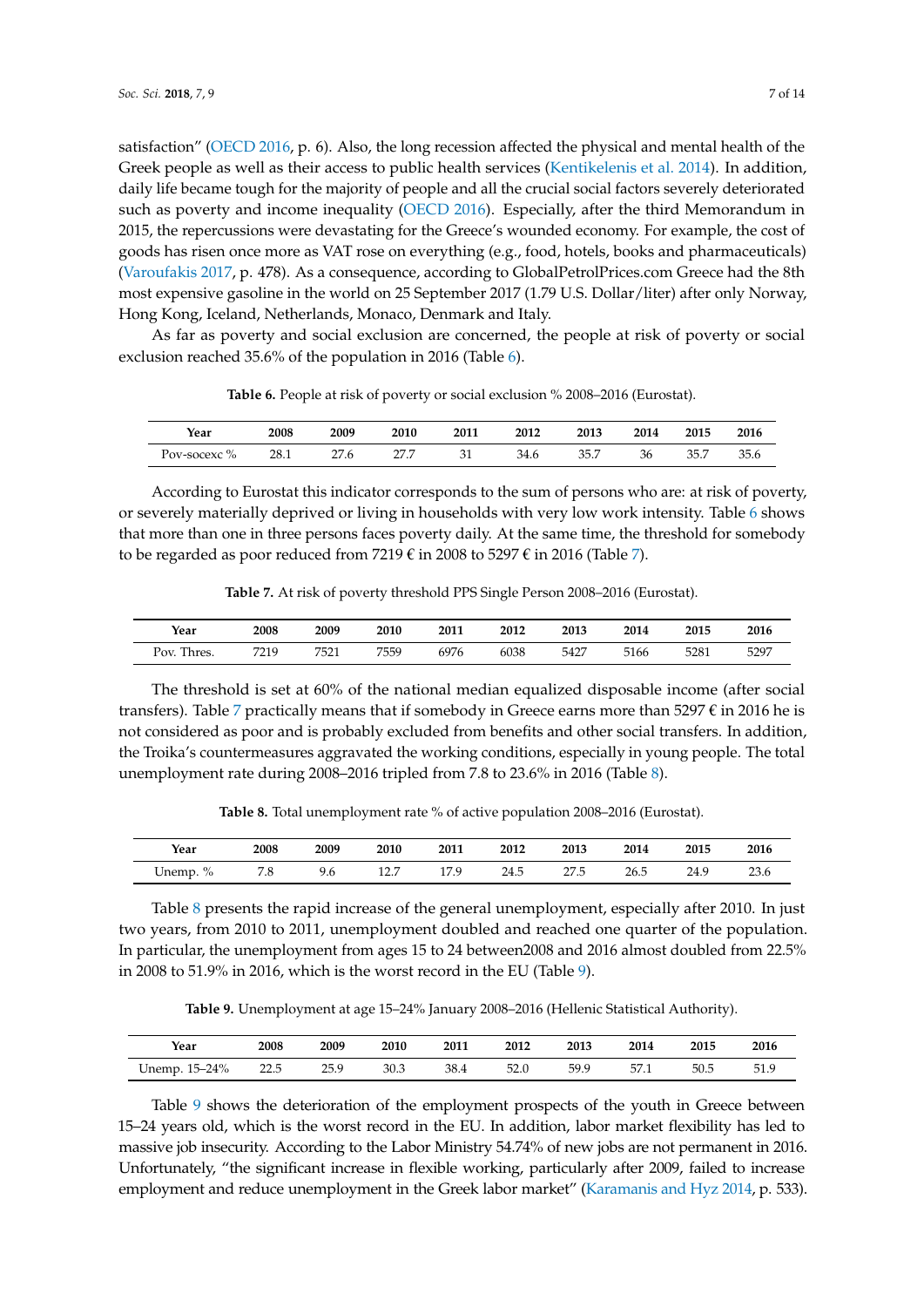satisfaction" (OECD 2016, p. 6). Also, the long recession affected the physical and mental health of the Greek people as well as their access to public health services (Kentikelenis et al. 2014). In addition, daily life became tough for the majority of people and all the crucial social factors severely deteriorated such as poverty and income inequality (OECD 2016). Especially, after the third Memorandum in 2015, the repercussions were devastating for the Greece's wounded economy. For example, the cost of goods has risen once more as VAT rose on everything (e.g., food, hotels, books and pharmaceuticals) (Varoufakis 2017, p. 478). As a consequence, according to GlobalPetrolPrices.com Greece had the 8th most expensive gasoline in the world on 25 September 2017 (1.79 U.S. Dollar/liter) after only Norway, Hong Kong, Iceland, Netherlands, Monaco, Denmark and Italy.

As far as poverty and social exclusion are concerned, the people at risk of poverty or social exclusion reached 35.6% of the population in 2016 (Table 6).

**Table 6.** People at risk of poverty or social exclusion % 2008–2016 (Eurostat).

| Year | 2008 | 2009 | 2010 | 2011 | 2012 | 2013 | 2014 | 2015 | 2016 |
|---|---|---|---|---|---|---|---|---|---|
| Pov-socexc % | 28.1 | 27.6 | 27.7 | 31 | 34.6 | 35.7 | 36 | 35.7 | 35.6 |

According to Eurostat this indicator corresponds to the sum of persons who are: at risk of poverty, or severely materially deprived or living in households with very low work intensity. Table 6 shows that more than one in three persons faces poverty daily. At the same time, the threshold for somebody to be regarded as poor reduced from 7219 € in 2008 to 5297 € in 2016 (Table 7).

**Table 7.** At risk of poverty threshold PPS Single Person 2008–2016 (Eurostat).

| Year | 2008 | 2009 | 2010 | 2011 | 2012 | 2013 | 2014 | 2015 | 2016 |
|---|---|---|---|---|---|---|---|---|---|
| Pov. Thres. | 7219 | 7521 | 7559 | 6976 | 6038 | 5427 | 5166 | 5281 | 5297 |

The threshold is set at 60% of the national median equalized disposable income (after social transfers). Table 7 practically means that if somebody in Greece earns more than 5297 € in 2016 he is not considered as poor and is probably excluded from benefits and other social transfers. In addition, the Troika's countermeasures aggravated the working conditions, especially in young people. The total unemployment rate during 2008–2016 tripled from 7.8 to 23.6% in 2016 (Table 8).

**Table 8.** Total unemployment rate % of active population 2008–2016 (Eurostat).

| Year | 2008 | 2009 | 2010 | 2011 | 2012 | 2013 | 2014 | 2015 | 2016 |
|---|---|---|---|---|---|---|---|---|---|
| Unemp. % | 7.8 | 9.6 | 12.7 | 17.9 | 24.5 | 27.5 | 26.5 | 24.9 | 23.6 |

Table 8 presents the rapid increase of the general unemployment, especially after 2010. In just two years, from 2010 to 2011, unemployment doubled and reached one quarter of the population. In particular, the unemployment from ages 15 to 24 between2008 and 2016 almost doubled from 22.5% in 2008 to 51.9% in 2016, which is the worst record in the EU (Table 9).

**Table 9.** Unemployment at age 15–24% January 2008–2016 (Hellenic Statistical Authority).

| Year | 2008 | 2009 | 2010 | 2011 | 2012 | 2013 | 2014 | 2015 | 2016 |
|---|---|---|---|---|---|---|---|---|---|
| Unemp. 15–24% | 22.5 | 25.9 | 30.3 | 38.4 | 52.0 | 59.9 | 57.1 | 50.5 | 51.9 |

Table 9 shows the deterioration of the employment prospects of the youth in Greece between 15–24 years old, which is the worst record in the EU. In addition, labor market flexibility has led to massive job insecurity. According to the Labor Ministry 54.74% of new jobs are not permanent in 2016. Unfortunately, "the significant increase in flexible working, particularly after 2009, failed to increase employment and reduce unemployment in the Greek labor market" (Karamanis and Hyz 2014, p. 533).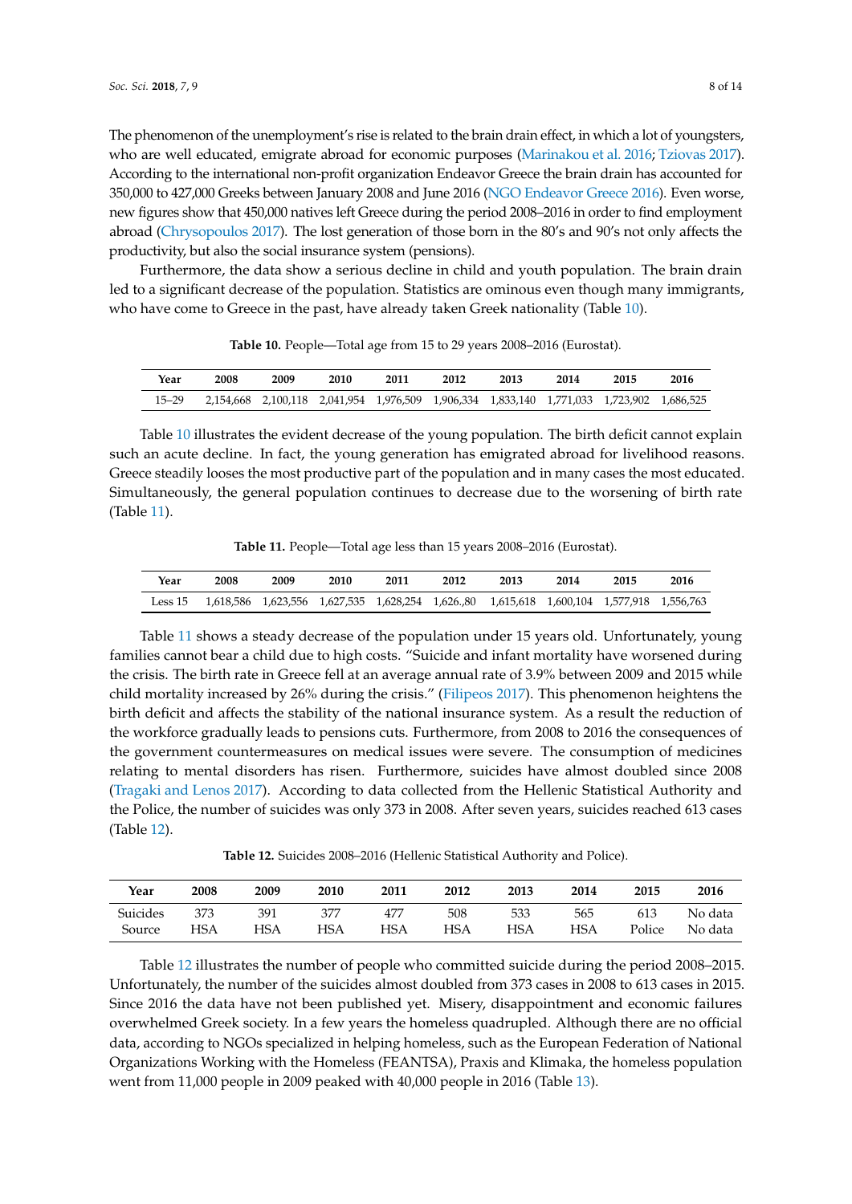The phenomenon of the unemployment's rise is related to the brain drain effect, in which a lot of youngsters, who are well educated, emigrate abroad for economic purposes (Marinakou et al. 2016; Tziovas 2017). According to the international non-profit organization Endeavor Greece the brain drain has accounted for 350,000 to 427,000 Greeks between January 2008 and June 2016 (NGO Endeavor Greece 2016). Even worse, new figures show that 450,000 natives left Greece during the period 2008–2016 in order to find employment abroad (Chrysopoulos 2017). The lost generation of those born in the 80's and 90's not only affects the productivity, but also the social insurance system (pensions).

Furthermore, the data show a serious decline in child and youth population. The brain drain led to a significant decrease of the population. Statistics are ominous even though many immigrants, who have come to Greece in the past, have already taken Greek nationality (Table 10).

**Table 10.** People—Total age from 15 to 29 years 2008–2016 (Eurostat).

| Year | 2008 | 2009 | 2010 | 2011 | 2012 | 2013 | 2014 | 2015 | 2016 |
|---|---|---|---|---|---|---|---|---|---|
| 15–29 | 2,154,668 | 2,100,118 | 2,041,954 | 1,976,509 | 1,906,334 | 1,833,140 | 1,771,033 | 1,723,902 | 1,686,525 |

Table 10 illustrates the evident decrease of the young population. The birth deficit cannot explain such an acute decline. In fact, the young generation has emigrated abroad for livelihood reasons. Greece steadily looses the most productive part of the population and in many cases the most educated. Simultaneously, the general population continues to decrease due to the worsening of birth rate (Table 11).

**Table 11.** People—Total age less than 15 years 2008–2016 (Eurostat).

| Year | 2008 | 2009 | 2010 | 2011 | 2012 | 2013 | 2014 | 2015 | 2016 |
|---|---|---|---|---|---|---|---|---|---|
| Less 15 | 1,618,586 | 1,623,556 | 1,627,535 | 1,628,254 | 1,626.,80 | 1,615,618 | 1,600,104 | 1,577,918 | 1,556,763 |

Table 11 shows a steady decrease of the population under 15 years old. Unfortunately, young families cannot bear a child due to high costs. "Suicide and infant mortality have worsened during the crisis. The birth rate in Greece fell at an average annual rate of 3.9% between 2009 and 2015 while child mortality increased by 26% during the crisis." (Filipeos 2017). This phenomenon heightens the birth deficit and affects the stability of the national insurance system. As a result the reduction of the workforce gradually leads to pensions cuts. Furthermore, from 2008 to 2016 the consequences of the government countermeasures on medical issues were severe. The consumption of medicines relating to mental disorders has risen. Furthermore, suicides have almost doubled since 2008 (Tragaki and Lenos 2017). According to data collected from the Hellenic Statistical Authority and the Police, the number of suicides was only 373 in 2008. After seven years, suicides reached 613 cases (Table 12).

**Table 12.** Suicides 2008–2016 (Hellenic Statistical Authority and Police).

| Year | 2008 | 2009 | 2010 | 2011 | 2012 | 2013 | 2014 | 2015 | 2016 |
|---|---|---|---|---|---|---|---|---|---|
| Suicides | 373 | 391 | 377 | 477 | 508 | 533 | 565 | 613 | No data |
| Source | HSA | HSA | HSA | HSA | HSA | HSA | HSA | Police | No data |

Table 12 illustrates the number of people who committed suicide during the period 2008–2015. Unfortunately, the number of the suicides almost doubled from 373 cases in 2008 to 613 cases in 2015. Since 2016 the data have not been published yet. Misery, disappointment and economic failures overwhelmed Greek society. In a few years the homeless quadrupled. Although there are no official data, according to NGOs specialized in helping homeless, such as the European Federation of National Organizations Working with the Homeless (FEANTSA), Praxis and Klimaka, the homeless population went from 11,000 people in 2009 peaked with 40,000 people in 2016 (Table 13).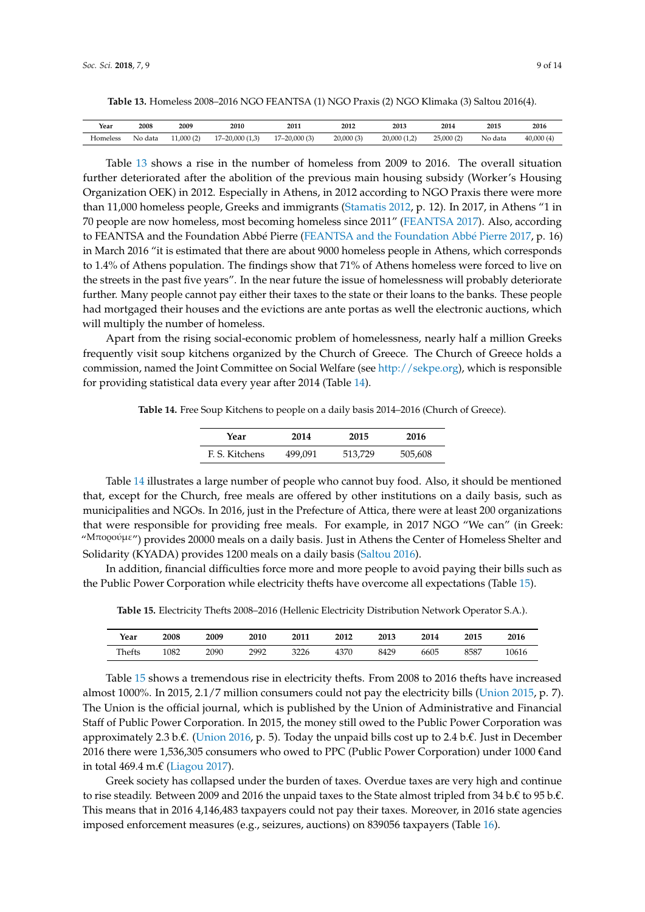**Table 13.** Homeless 2008–2016 NGO FEANTSA (1) NGO Praxis (2) NGO Klimaka (3) Saltou 2016(4).

| Year | 2008 | 2009 | 2010 | 2011 | 2012 | 2013 | 2014 | 2015 | 2016 |
|---|---|---|---|---|---|---|---|---|---|
| Homeless | No data | 11,000 (2) | 17–20,000 (1,3) | 17–20,000 (3) | 20,000 (3) | 20,000 (1,2) | 25,000 (2) | No data | 40,000 (4) |

Table 13 shows a rise in the number of homeless from 2009 to 2016. The overall situation further deteriorated after the abolition of the previous main housing subsidy (Worker's Housing Organization OEK) in 2012. Especially in Athens, in 2012 according to NGO Praxis there were more than 11,000 homeless people, Greeks and immigrants (Stamatis 2012, p. 12). In 2017, in Athens "1 in 70 people are now homeless, most becoming homeless since 2011" (FEANTSA 2017). Also, according to FEANTSA and the Foundation Abbé Pierre (FEANTSA and the Foundation Abbé Pierre 2017, p. 16) in March 2016 "it is estimated that there are about 9000 homeless people in Athens, which corresponds to 1.4% of Athens population. The findings show that 71% of Athens homeless were forced to live on the streets in the past five years". In the near future the issue of homelessness will probably deteriorate further. Many people cannot pay either their taxes to the state or their loans to the banks. These people had mortgaged their houses and the evictions are ante portas as well the electronic auctions, which will multiply the number of homeless.

Apart from the rising social-economic problem of homelessness, nearly half a million Greeks frequently visit soup kitchens organized by the Church of Greece. The Church of Greece holds a commission, named the Joint Committee on Social Welfare (see http://sekpe.org), which is responsible for providing statistical data every year after 2014 (Table 14).

**Table 14.** Free Soup Kitchens to people on a daily basis 2014–2016 (Church of Greece).

| Year | 2014 | 2015 | 2016 |
|---|---|---|---|
| F. S. Kitchens | 499,091 | 513,729 | 505,608 |

Table 14 illustrates a large number of people who cannot buy food. Also, it should be mentioned that, except for the Church, free meals are offered by other institutions on a daily basis, such as municipalities and NGOs. In 2016, just in the Prefecture of Attica, there were at least 200 organizations that were responsible for providing free meals. For example, in 2017 NGO "We can" (in Greek: "Μπορούμε") provides 20000 meals on a daily basis. Just in Athens the Center of Homeless Shelter and Solidarity (KYADA) provides 1200 meals on a daily basis (Saltou 2016).

In addition, financial difficulties force more and more people to avoid paying their bills such as the Public Power Corporation while electricity thefts have overcome all expectations (Table 15).

**Table 15.** Electricity Thefts 2008–2016 (Hellenic Electricity Distribution Network Operator S.A.).

| Year | 2008 | 2009 | 2010 | 2011 | 2012 | 2013 | 2014 | 2015 | 2016 |
|---|---|---|---|---|---|---|---|---|---|
| Thefts | 1082 | 2090 | 2992 | 3226 | 4370 | 8429 | 6605 | 8587 | 10616 |

Table 15 shows a tremendous rise in electricity thefts. From 2008 to 2016 thefts have increased almost 1000%. In 2015, 2.1/7 million consumers could not pay the electricity bills (Union 2015, p. 7). The Union is the official journal, which is published by the Union of Administrative and Financial Staff of Public Power Corporation. In 2015, the money still owed to the Public Power Corporation was approximately 2.3 b.€. (Union 2016, p. 5). Today the unpaid bills cost up to 2.4 b.€. Just in December 2016 there were 1,536,305 consumers who owed to PPC (Public Power Corporation) under 1000 €and in total 469.4 m.€ (Liagou 2017).

Greek society has collapsed under the burden of taxes. Overdue taxes are very high and continue to rise steadily. Between 2009 and 2016 the unpaid taxes to the State almost tripled from 34 b.€ to 95 b.€. This means that in 2016 4,146,483 taxpayers could not pay their taxes. Moreover, in 2016 state agencies imposed enforcement measures (e.g., seizures, auctions) on 839056 taxpayers (Table 16).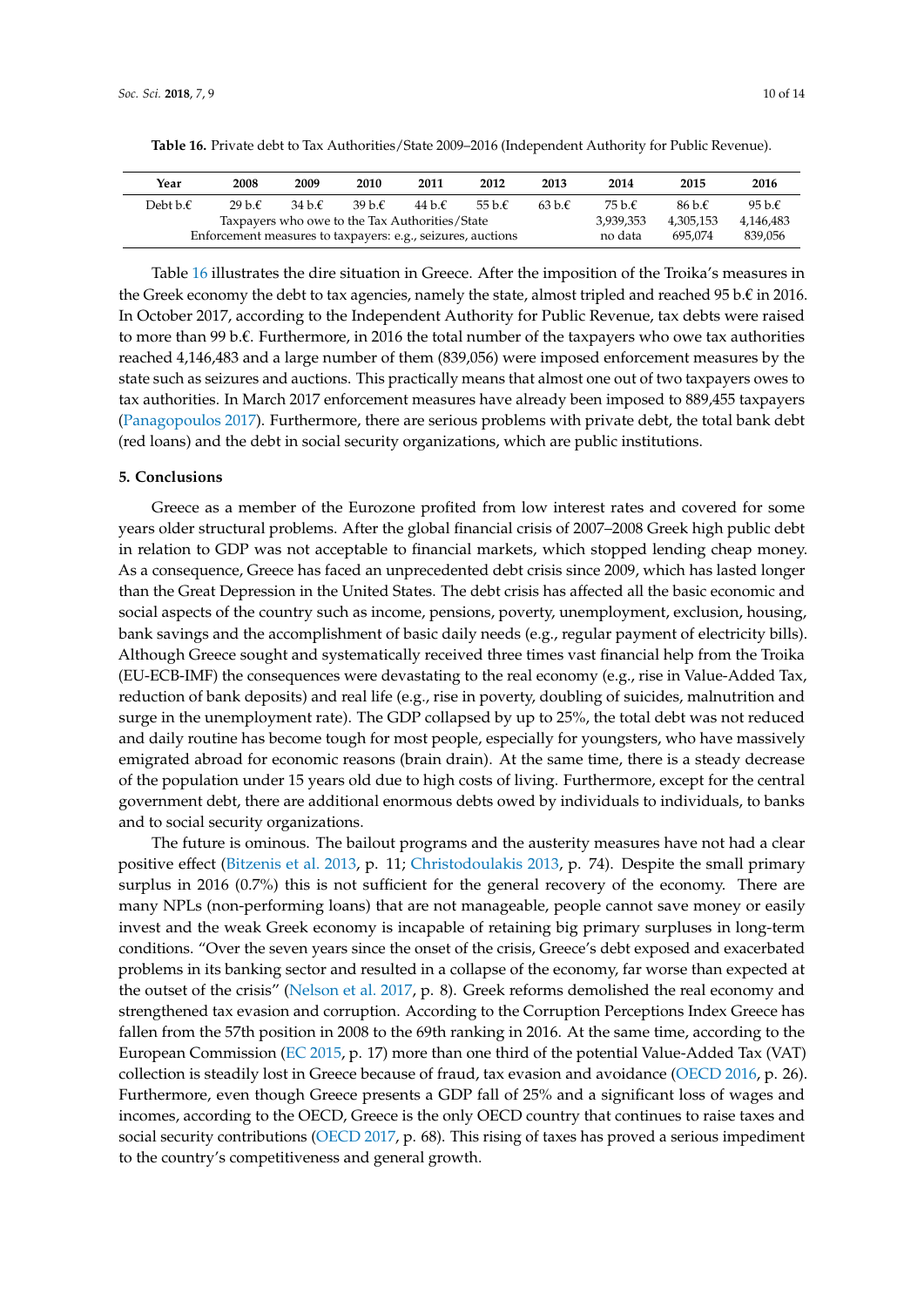**Table 16.** Private debt to Tax Authorities/State 2009–2016 (Independent Authority for Public Revenue).

| Year | 2008 | 2009 | 2010 | 2011 | 2012 | 2013 | 2014 | 2015 | 2016 |
|---|---|---|---|---|---|---|---|---|---|
| Debt b.€ | 29 b.€ | 34 b.€ | 39 b.€ | 44 b.€ | 55 b.€ | 63 b.€ | 75 b.€ | 86 b.€ | 95 b.€ |
| Taxpayers who owe to the Tax Authorities/State | | | | | | | 3,939,353 | 4,305,153 | 4,146,483 |
| Enforcement measures to taxpayers: e.g., seizures, auctions | | | | | | | no data | 695,074 | 839,056 |

Table 16 illustrates the dire situation in Greece. After the imposition of the Troika's measures in the Greek economy the debt to tax agencies, namely the state, almost tripled and reached 95 b.€ in 2016. In October 2017, according to the Independent Authority for Public Revenue, tax debts were raised to more than 99 b.€. Furthermore, in 2016 the total number of the taxpayers who owe tax authorities reached 4,146,483 and a large number of them (839,056) were imposed enforcement measures by the state such as seizures and auctions. This practically means that almost one out of two taxpayers owes to tax authorities. In March 2017 enforcement measures have already been imposed to 889,455 taxpayers (Panagopoulos 2017). Furthermore, there are serious problems with private debt, the total bank debt (red loans) and the debt in social security organizations, which are public institutions.

## 5. Conclusions

Greece as a member of the Eurozone profited from low interest rates and covered for some years older structural problems. After the global financial crisis of 2007–2008 Greek high public debt in relation to GDP was not acceptable to financial markets, which stopped lending cheap money. As a consequence, Greece has faced an unprecedented debt crisis since 2009, which has lasted longer than the Great Depression in the United States. The debt crisis has affected all the basic economic and social aspects of the country such as income, pensions, poverty, unemployment, exclusion, housing, bank savings and the accomplishment of basic daily needs (e.g., regular payment of electricity bills). Although Greece sought and systematically received three times vast financial help from the Troika (EU-ECB-IMF) the consequences were devastating to the real economy (e.g., rise in Value-Added Tax, reduction of bank deposits) and real life (e.g., rise in poverty, doubling of suicides, malnutrition and surge in the unemployment rate). The GDP collapsed by up to 25%, the total debt was not reduced and daily routine has become tough for most people, especially for youngsters, who have massively emigrated abroad for economic reasons (brain drain). At the same time, there is a steady decrease of the population under 15 years old due to high costs of living. Furthermore, except for the central government debt, there are additional enormous debts owed by individuals to individuals, to banks and to social security organizations.

The future is ominous. The bailout programs and the austerity measures have not had a clear positive effect (Bitzenis et al. 2013, p. 11; Christodoulakis 2013, p. 74). Despite the small primary surplus in 2016 (0.7%) this is not sufficient for the general recovery of the economy. There are many NPLs (non-performing loans) that are not manageable, people cannot save money or easily invest and the weak Greek economy is incapable of retaining big primary surpluses in long-term conditions. "Over the seven years since the onset of the crisis, Greece's debt exposed and exacerbated problems in its banking sector and resulted in a collapse of the economy, far worse than expected at the outset of the crisis" (Nelson et al. 2017, p. 8). Greek reforms demolished the real economy and strengthened tax evasion and corruption. According to the Corruption Perceptions Index Greece has fallen from the 57th position in 2008 to the 69th ranking in 2016. At the same time, according to the European Commission (EC 2015, p. 17) more than one third of the potential Value-Added Tax (VAT) collection is steadily lost in Greece because of fraud, tax evasion and avoidance (OECD 2016, p. 26). Furthermore, even though Greece presents a GDP fall of 25% and a significant loss of wages and incomes, according to the OECD, Greece is the only OECD country that continues to raise taxes and social security contributions (OECD 2017, p. 68). This rising of taxes has proved a serious impediment to the country's competitiveness and general growth.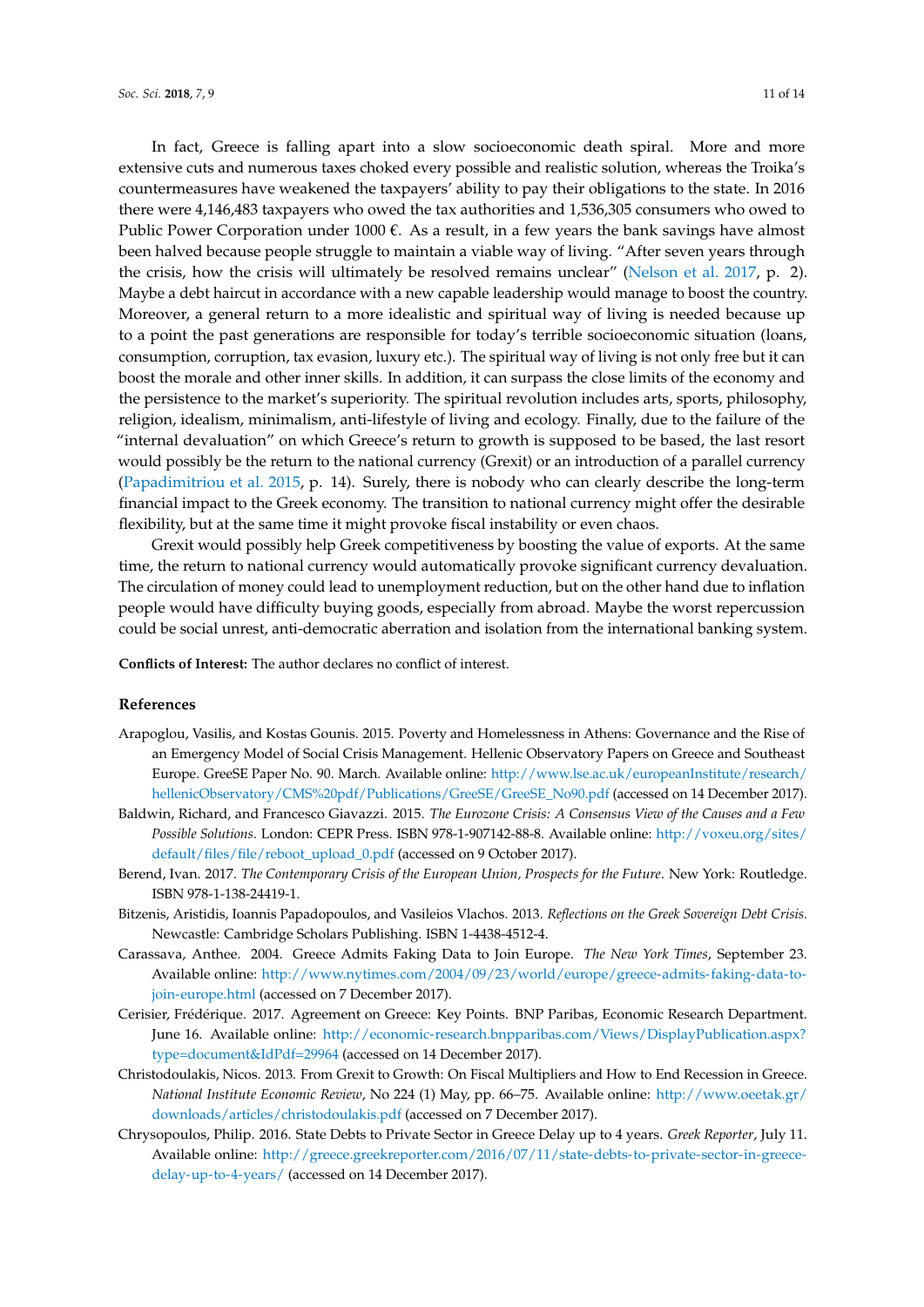In fact, Greece is falling apart into a slow socioeconomic death spiral. More and more extensive cuts and numerous taxes choked every possible and realistic solution, whereas the Troika's countermeasures have weakened the taxpayers' ability to pay their obligations to the state. In 2016 there were 4,146,483 taxpayers who owed the tax authorities and 1,536,305 consumers who owed to Public Power Corporation under 1000 €. As a result, in a few years the bank savings have almost been halved because people struggle to maintain a viable way of living. "After seven years through the crisis, how the crisis will ultimately be resolved remains unclear" (Nelson et al. 2017, p. 2). Maybe a debt haircut in accordance with a new capable leadership would manage to boost the country. Moreover, a general return to a more idealistic and spiritual way of living is needed because up to a point the past generations are responsible for today's terrible socioeconomic situation (loans, consumption, corruption, tax evasion, luxury etc.). The spiritual way of living is not only free but it can boost the morale and other inner skills. In addition, it can surpass the close limits of the economy and the persistence to the market's superiority. The spiritual revolution includes arts, sports, philosophy, religion, idealism, minimalism, anti-lifestyle of living and ecology. Finally, due to the failure of the "internal devaluation" on which Greece's return to growth is supposed to be based, the last resort would possibly be the return to the national currency (Grexit) or an introduction of a parallel currency (Papadimitriou et al. 2015, p. 14). Surely, there is nobody who can clearly describe the long-term financial impact to the Greek economy. The transition to national currency might offer the desirable flexibility, but at the same time it might provoke fiscal instability or even chaos.

Grexit would possibly help Greek competitiveness by boosting the value of exports. At the same time, the return to national currency would automatically provoke significant currency devaluation. The circulation of money could lead to unemployment reduction, but on the other hand due to inflation people would have difficulty buying goods, especially from abroad. Maybe the worst repercussion could be social unrest, anti-democratic aberration and isolation from the international banking system.

**Conflicts of Interest:** The author declares no conflict of interest.

## References

Arapoglou, Vasilis, and Kostas Gounis. 2015. Poverty and Homelessness in Athens: Governance and the Rise of an Emergency Model of Social Crisis Management. Hellenic Observatory Papers on Greece and Southeast Europe. GreeSE Paper No. 90. March. Available online: http://www.lse.ac.uk/europeanInstitute/research/hellenicObservatory/CMS%20pdf/Publications/GreeSE/GreeSE_No90.pdf (accessed on 14 December 2017).

Baldwin, Richard, and Francesco Giavazzi. 2015. *The Eurozone Crisis: A Consensus View of the Causes and a Few Possible Solutions*. London: CEPR Press. ISBN 978-1-907142-88-8. Available online: http://voxeu.org/sites/default/files/file/reboot_upload_0.pdf (accessed on 9 October 2017).

Berend, Ivan. 2017. *The Contemporary Crisis of the European Union, Prospects for the Future*. New York: Routledge. ISBN 978-1-138-24419-1.

Bitzenis, Aristidis, Ioannis Papadopoulos, and Vasileios Vlachos. 2013. *Reflections on the Greek Sovereign Debt Crisis*. Newcastle: Cambridge Scholars Publishing. ISBN 1-4438-4512-4.

Carassava, Anthee. 2004. Greece Admits Faking Data to Join Europe. *The New York Times*, September 23. Available online: http://www.nytimes.com/2004/09/23/world/europe/greece-admits-faking-data-to-join-europe.html (accessed on 7 December 2017).

Cerisier, Frédérique. 2017. Agreement on Greece: Key Points. BNP Paribas, Economic Research Department. June 16. Available online: http://economic-research.bnpparibas.com/Views/DisplayPublication.aspx?type=document&IdPdf=29964 (accessed on 14 December 2017).

Christodoulakis, Nicos. 2013. From Grexit to Growth: On Fiscal Multipliers and How to End Recession in Greece. *National Institute Economic Review*, No 224 (1) May, pp. 66–75. Available online: http://www.oeetak.gr/downloads/articles/christodoulakis.pdf (accessed on 7 December 2017).

Chrysopoulos, Philip. 2016. State Debts to Private Sector in Greece Delay up to 4 years. *Greek Reporter*, July 11. Available online: http://greece.greekreporter.com/2016/07/11/state-debts-to-private-sector-in-greece-delay-up-to-4-years/ (accessed on 14 December 2017).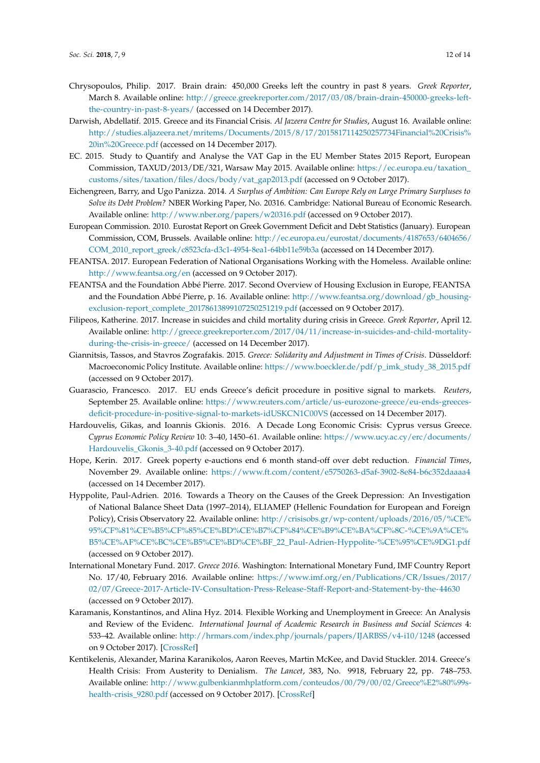Chrysopoulos, Philip. 2017. Brain drain: 450,000 Greeks left the country in past 8 years. *Greek Reporter*, March 8. Available online: http://greece.greekreporter.com/2017/03/08/brain-drain-450000-greeks-left-the-country-in-past-8-years/ (accessed on 14 December 2017).

Darwish, Abdellatif. 2015. Greece and its Financial Crisis. *Al Jazeera Centre for Studies*, August 16. Available online: http://studies.aljazeera.net/mritems/Documents/2015/8/17/2015817114250257734Financial%20Crisis%20in%20Greece.pdf (accessed on 14 December 2017).

EC. 2015. Study to Quantify and Analyse the VAT Gap in the EU Member States 2015 Report, European Commission, TAXUD/2013/DE/321, Warsaw May 2015. Available online: https://ec.europa.eu/taxation_customs/sites/taxation/files/docs/body/vat_gap2013.pdf (accessed on 9 October 2017).

Eichengreen, Barry, and Ugo Panizza. 2014. *A Surplus of Ambition: Can Europe Rely on Large Primary Surpluses to Solve its Debt Problem?* NBER Working Paper, No. 20316. Cambridge: National Bureau of Economic Research. Available online: http://www.nber.org/papers/w20316.pdf (accessed on 9 October 2017).

European Commission. 2010. Eurostat Report on Greek Government Deficit and Debt Statistics (January). European Commission, COM, Brussels. Available online: http://ec.europa.eu/eurostat/documents/4187653/6404656/COM_2010_report_greek/c8523cfa-d3c1-4954-8ea1-64bb11e59b3a (accessed on 14 December 2017).

FEANTSA. 2017. European Federation of National Organisations Working with the Homeless. Available online: http://www.feantsa.org/en (accessed on 9 October 2017).

FEANTSA and the Foundation Abbé Pierre. 2017. Second Overview of Housing Exclusion in Europe, FEANTSA and the Foundation Abbé Pierre, p. 16. Available online: http://www.feantsa.org/download/gb_housing-exclusion-report_complete_20178613899107250251219.pdf (accessed on 9 October 2017).

Filipeos, Katherine. 2017. Increase in suicides and child mortality during crisis in Greece. *Greek Reporter*, April 12. Available online: http://greece.greekreporter.com/2017/04/11/increase-in-suicides-and-child-mortality-during-the-crisis-in-greece/ (accessed on 14 December 2017).

Giannitsis, Tassos, and Stavros Zografakis. 2015. *Greece: Solidarity and Adjustment in Times of Crisis*. Düsseldorf: Macroeconomic Policy Institute. Available online: https://www.boeckler.de/pdf/p_imk_study_38_2015.pdf (accessed on 9 October 2017).

Guarascio, Francesco. 2017. EU ends Greece's deficit procedure in positive signal to markets. *Reuters*, September 25. Available online: https://www.reuters.com/article/us-eurozone-greece/eu-ends-greeces-deficit-procedure-in-positive-signal-to-markets-idUSKCN1C00VS (accessed on 14 December 2017).

Hardouvelis, Gikas, and Ioannis Gkionis. 2016. A Decade Long Economic Crisis: Cyprus versus Greece. *Cyprus Economic Policy Review* 10: 3–40, 1450–61. Available online: https://www.ucy.ac.cy/erc/documents/Hardouvelis_Gkonis_3-40.pdf (accessed on 9 October 2017).

Hope, Kerin. 2017. Greek poperty e-auctions end 6 month stand-off over debt reduction. *Financial Times*, November 29. Available online: https://www.ft.com/content/e5750263-d5af-3902-8e84-b6c352daaaa4 (accessed on 14 December 2017).

Hyppolite, Paul-Adrien. 2016. Towards a Theory on the Causes of the Greek Depression: An Investigation of National Balance Sheet Data (1997–2014), ELIAMEP (Hellenic Foundation for European and Foreign Policy), Crisis Observatory 22. Available online: http://crisisobs.gr/wp-content/uploads/2016/05/%CE%95%CF%81%CE%B5%CF%85%CE%BD%CE%B7%CF%84%CE%B9%CE%BA%CF%8C-%CE%9A%CE%B5%CE%AF%CE%BC%CE%B5%CE%BD%CE%BF_22_Paul-Adrien-Hyppolite-%CE%95%CE%9DG1.pdf (accessed on 9 October 2017).

International Monetary Fund. 2017. *Greece 2016*. Washington: International Monetary Fund, IMF Country Report No. 17/40, February 2016. Available online: https://www.imf.org/en/Publications/CR/Issues/2017/02/07/Greece-2017-Article-IV-Consultation-Press-Release-Staff-Report-and-Statement-by-the-44630 (accessed on 9 October 2017).

Karamanis, Konstantinos, and Alina Hyz. 2014. Flexible Working and Unemployment in Greece: An Analysis and Review of the Evidenc. *International Journal of Academic Research in Business and Social Sciences* 4: 533–42. Available online: http://hrmars.com/index.php/journals/papers/IJARBSS/v4-i10/1248 (accessed on 9 October 2017). [CrossRef]

Kentikelenis, Alexander, Marina Karanikolos, Aaron Reeves, Martin McKee, and David Stuckler. 2014. Greece's Health Crisis: From Austerity to Denialism. *The Lancet*, 383, No. 9918, February 22, pp. 748–753. Available online: http://www.gulbenkianmhplatform.com/conteudos/00/79/00/02/Greece%E2%80%99s-health-crisis_9280.pdf (accessed on 9 October 2017). [CrossRef]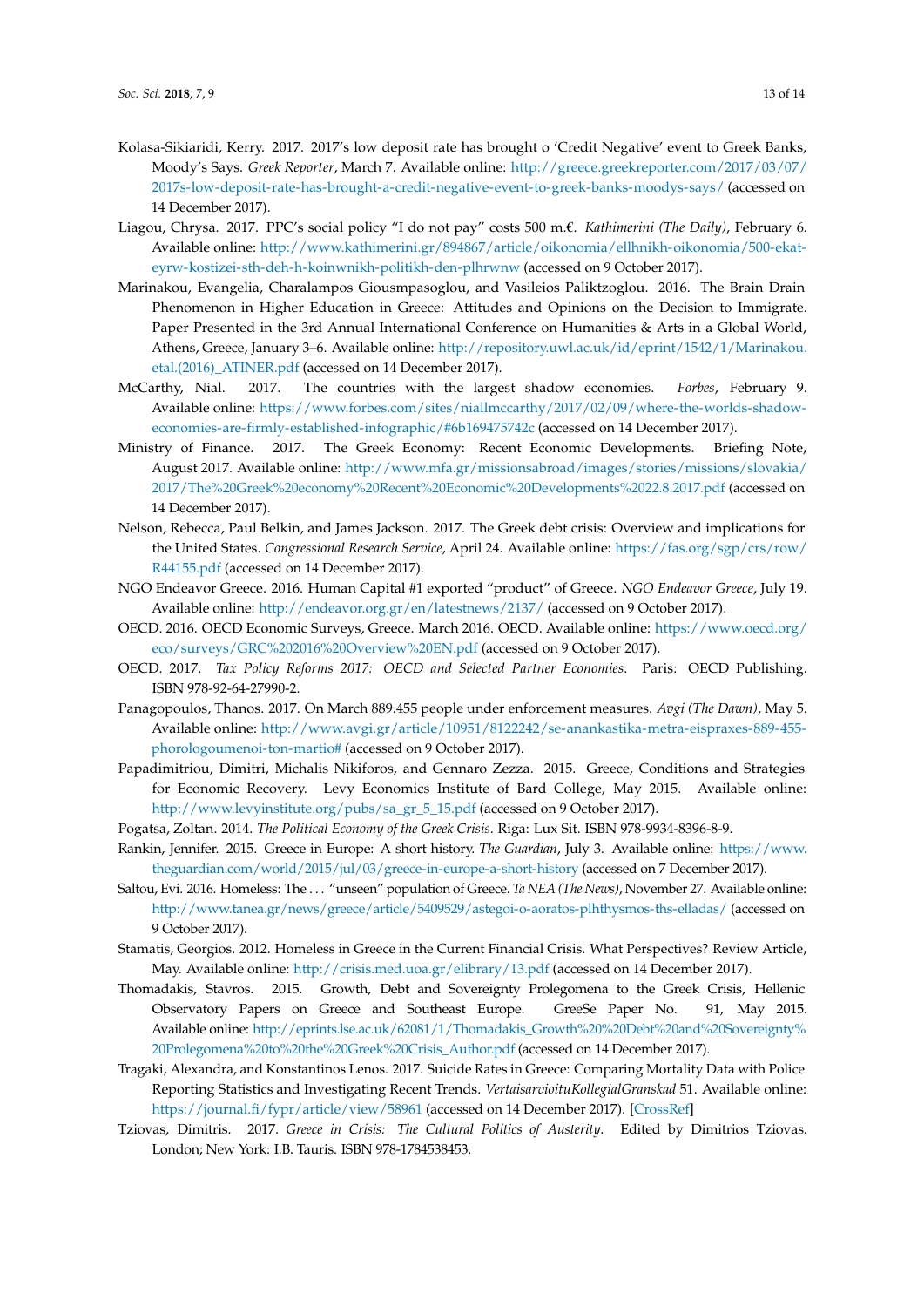Kolasa-Sikiaridi, Kerry. 2017. 2017's low deposit rate has brought o 'Credit Negative' event to Greek Banks, Moody's Says. *Greek Reporter*, March 7. Available online: http://greece.greekreporter.com/2017/03/07/2017s-low-deposit-rate-has-brought-a-credit-negative-event-to-greek-banks-moodys-says/ (accessed on 14 December 2017).

Liagou, Chrysa. 2017. PPC's social policy "I do not pay" costs 500 m.€. *Kathimerini (The Daily)*, February 6. Available online: http://www.kathimerini.gr/894867/article/oikonomia/ellhnikh-oikonomia/500-ekat-eyrw-kostizei-sth-deh-h-koinwnikh-politikh-den-plhrwnw (accessed on 9 October 2017).

Marinakou, Evangelia, Charalampos Giousmpasoglou, and Vasileios Paliktzoglou. 2016. The Brain Drain Phenomenon in Higher Education in Greece: Attitudes and Opinions on the Decision to Immigrate. Paper Presented in the 3rd Annual International Conference on Humanities & Arts in a Global World, Athens, Greece, January 3–6. Available online: http://repository.uwl.ac.uk/id/eprint/1542/1/Marinakou.etal.(2016)_ATINER.pdf (accessed on 14 December 2017).

McCarthy, Nial. 2017. The countries with the largest shadow economies. *Forbes*, February 9. Available online: https://www.forbes.com/sites/niallmccarthy/2017/02/09/where-the-worlds-shadow-economies-are-firmly-established-infographic/#6b169475742c (accessed on 14 December 2017).

Ministry of Finance. 2017. The Greek Economy: Recent Economic Developments. Briefing Note, August 2017. Available online: http://www.mfa.gr/missionsabroad/images/stories/missions/slovakia/2017/The%20Greek%20economy%20Recent%20Economic%20Developments%2022.8.2017.pdf (accessed on 14 December 2017).

Nelson, Rebecca, Paul Belkin, and James Jackson. 2017. The Greek debt crisis: Overview and implications for the United States. *Congressional Research Service*, April 24. Available online: https://fas.org/sgp/crs/row/R44155.pdf (accessed on 14 December 2017).

NGO Endeavor Greece. 2016. Human Capital #1 exported "product" of Greece. *NGO Endeavor Greece*, July 19. Available online: http://endeavor.org.gr/en/latestnews/2137/ (accessed on 9 October 2017).

OECD. 2016. OECD Economic Surveys, Greece. March 2016. OECD. Available online: https://www.oecd.org/eco/surveys/GRC%202016%20Overview%20EN.pdf (accessed on 9 October 2017).

OECD. 2017. *Tax Policy Reforms 2017: OECD and Selected Partner Economies*. Paris: OECD Publishing. ISBN 978-92-64-27990-2.

Panagopoulos, Thanos. 2017. On March 889.455 people under enforcement measures. *Avgi (The Dawn)*, May 5. Available online: http://www.avgi.gr/article/10951/8122242/se-anankastika-metra-eispraxes-889-455-phorologoumenoi-ton-martio# (accessed on 9 October 2017).

Papadimitriou, Dimitri, Michalis Nikiforos, and Gennaro Zezza. 2015. Greece, Conditions and Strategies for Economic Recovery. Levy Economics Institute of Bard College, May 2015. Available online: http://www.levyinstitute.org/pubs/sa_gr_5_15.pdf (accessed on 9 October 2017).

Pogatsa, Zoltan. 2014. *The Political Economy of the Greek Crisis*. Riga: Lux Sit. ISBN 978-9934-8396-8-9.

Rankin, Jennifer. 2015. Greece in Europe: A short history. *The Guardian*, July 3. Available online: https://www.theguardian.com/world/2015/jul/03/greece-in-europe-a-short-history (accessed on 7 December 2017).

Saltou, Evi. 2016. Homeless: The ... "unseen" population of Greece. *Ta NEA (The News)*, November 27. Available online: http://www.tanea.gr/news/greece/article/5409529/astegoi-o-aoratos-plhthysmos-ths-elladas/ (accessed on 9 October 2017).

Stamatis, Georgios. 2012. Homeless in Greece in the Current Financial Crisis. What Perspectives? Review Article, May. Available online: http://crisis.med.uoa.gr/elibrary/13.pdf (accessed on 14 December 2017).

Thomadakis, Stavros. 2015. Growth, Debt and Sovereignty Prolegomena to the Greek Crisis, Hellenic Observatory Papers on Greece and Southeast Europe. GreeSe Paper No. 91, May 2015. Available online: http://eprints.lse.ac.uk/62081/1/Thomadakis_Growth%20%20Debt%20and%20Sovereignty%20Prolegomena%20to%20the%20Greek%20Crisis_Author.pdf (accessed on 14 December 2017).

Tragaki, Alexandra, and Konstantinos Lenos. 2017. Suicide Rates in Greece: Comparing Mortality Data with Police Reporting Statistics and Investigating Recent Trends. *VertaisarvioituKollegialGranskad* 51. Available online: https://journal.fi/fypr/article/view/58961 (accessed on 14 December 2017). [CrossRef]

Tziovas, Dimitris. 2017. *Greece in Crisis: The Cultural Politics of Austerity*. Edited by Dimitrios Tziovas. London; New York: I.B. Tauris. ISBN 978-1784538453.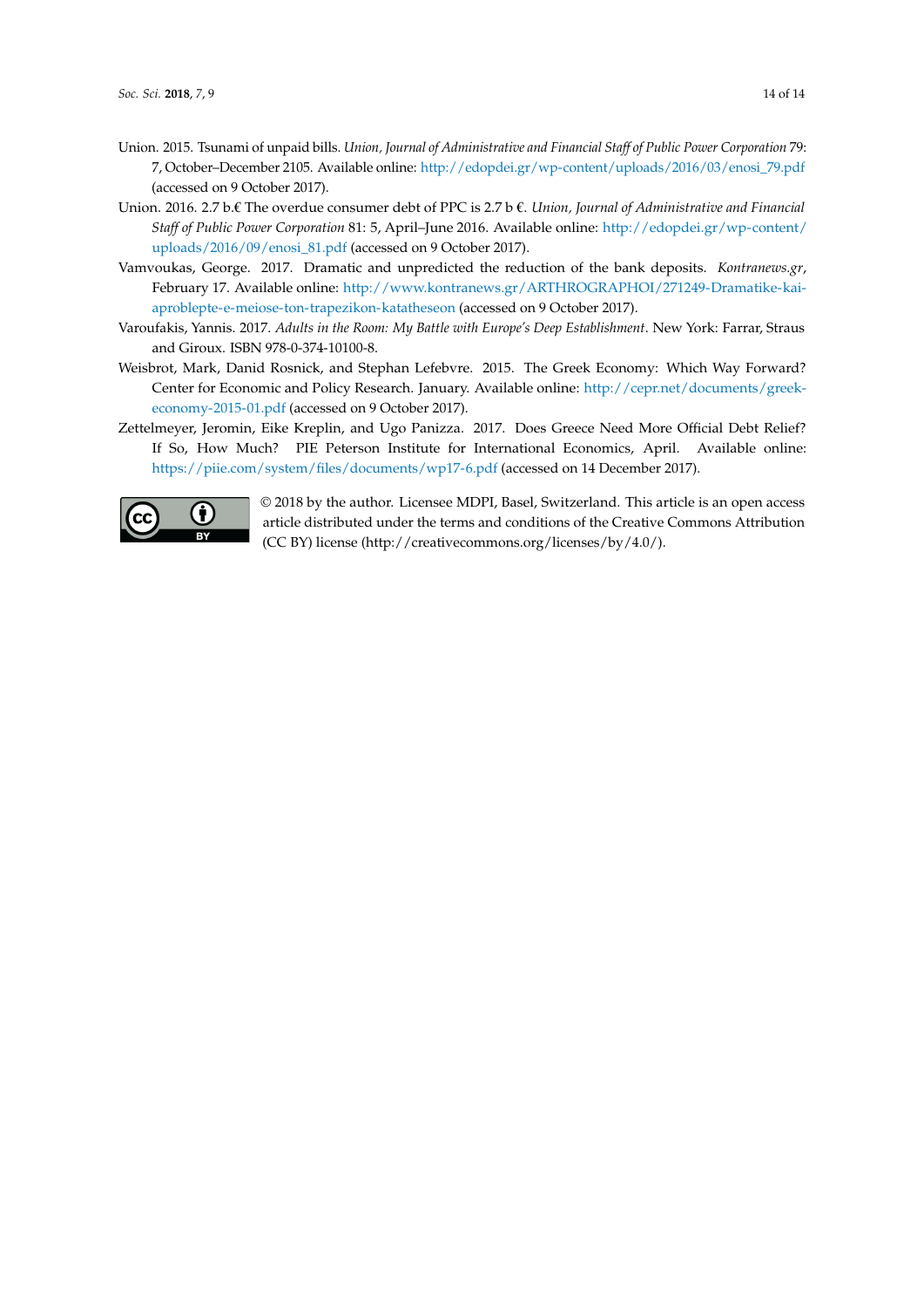Union. 2015. Tsunami of unpaid bills. *Union, Journal of Administrative and Financial Staff of Public Power Corporation* 79: 7, October–December 2105. Available online: http://edopdei.gr/wp-content/uploads/2016/03/enosi_79.pdf (accessed on 9 October 2017).

Union. 2016. 2.7 b.€ The overdue consumer debt of PPC is 2.7 b €. *Union, Journal of Administrative and Financial Staff of Public Power Corporation* 81: 5, April–June 2016. Available online: http://edopdei.gr/wp-content/uploads/2016/09/enosi_81.pdf (accessed on 9 October 2017).

Vamvoukas, George. 2017. Dramatic and unpredicted the reduction of the bank deposits. *Kontranews.gr*, February 17. Available online: http://www.kontranews.gr/ARTHROGRAPHOI/271249-Dramatike-kai-aproblepte-e-meiose-ton-trapezikon-katatheseon (accessed on 9 October 2017).

Varoufakis, Yannis. 2017. *Adults in the Room: My Battle with Europe's Deep Establishment*. New York: Farrar, Straus and Giroux. ISBN 978-0-374-10100-8.

Weisbrot, Mark, Danid Rosnick, and Stephan Lefebvre. 2015. The Greek Economy: Which Way Forward? Center for Economic and Policy Research. January. Available online: http://cepr.net/documents/greek-economy-2015-01.pdf (accessed on 9 October 2017).

Zettelmeyer, Jeromin, Eike Kreplin, and Ugo Panizza. 2017. Does Greece Need More Official Debt Relief? If So, How Much? PIE Peterson Institute for International Economics, April. Available online: https://piie.com/system/files/documents/wp17-6.pdf (accessed on 14 December 2017).

© 2018 by the author. Licensee MDPI, Basel, Switzerland. This article is an open access article distributed under the terms and conditions of the Creative Commons Attribution (CC BY) license (http://creativecommons.org/licenses/by/4.0/).